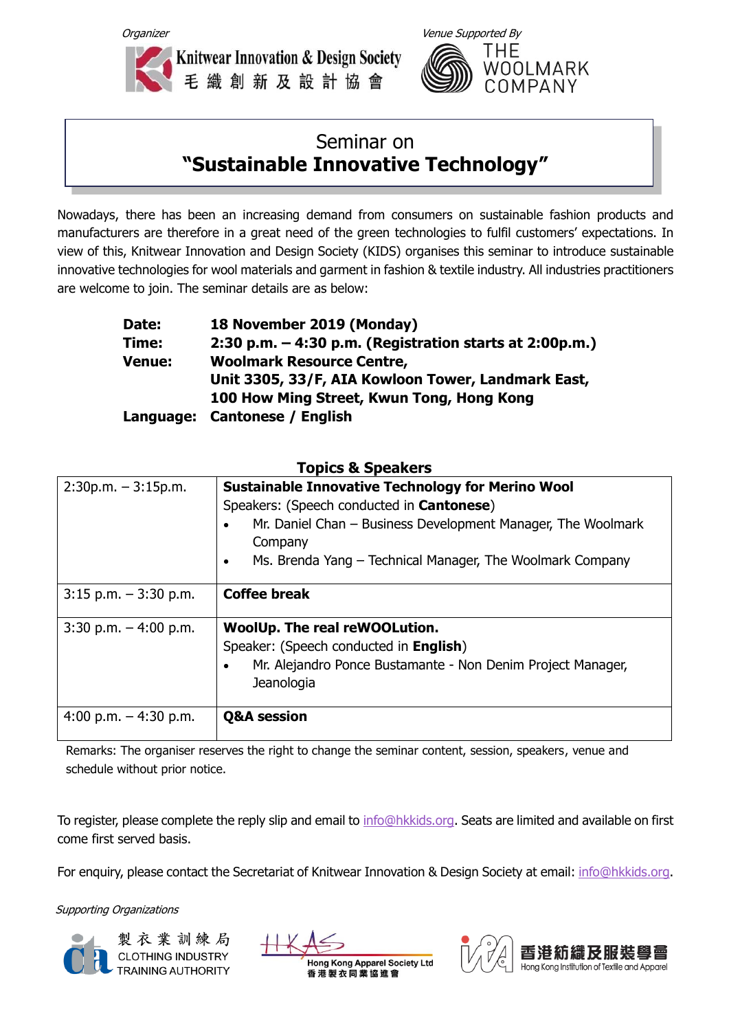*Organizer*

Knitwear Innovation & Design Society
毛織創新及設計協會

*Venue Supported By*

THE WOOLMARK COMPANY

# Seminar on "Sustainable Innovative Technology"

Nowadays, there has been an increasing demand from consumers on sustainable fashion products and manufacturers are therefore in a great need of the green technologies to fulfil customers' expectations. In view of this, Knitwear Innovation and Design Society (KIDS) organises this seminar to introduce sustainable innovative technologies for wool materials and garment in fashion & textile industry. All industries practitioners are welcome to join. The seminar details are as below:

**Date:** **18 November 2019 (Monday)**
**Time:** **2:30 p.m. – 4:30 p.m. (Registration starts at 2:00p.m.)**
**Venue:** **Woolmark Resource Centre, Unit 3305, 33/F, AIA Kowloon Tower, Landmark East, 100 How Ming Street, Kwun Tong, Hong Kong**
**Language:** **Cantonese / English**

### Topics & Speakers

| Time | Topic |
|---|---|
| 2:30p.m. – 3:15p.m. | **Sustainable Innovative Technology for Merino Wool**<br>Speakers: (Speech conducted in **Cantonese**)<br>• Mr. Daniel Chan – Business Development Manager, The Woolmark Company<br>• Ms. Brenda Yang – Technical Manager, The Woolmark Company |
| 3:15 p.m. – 3:30 p.m. | **Coffee break** |
| 3:30 p.m. – 4:00 p.m. | **WoolUp. The real reWOOLution.**<br>Speaker: (Speech conducted in **English**)<br>• Mr. Alejandro Ponce Bustamante - Non Denim Project Manager, Jeanologia |
| 4:00 p.m. – 4:30 p.m. | **Q&A session** |

Remarks: The organiser reserves the right to change the seminar content, session, speakers, venue and schedule without prior notice.

To register, please complete the reply slip and email to info@hkkids.org. Seats are limited and available on first come first served basis.

For enquiry, please contact the Secretariat of Knitwear Innovation & Design Society at email: info@hkkids.org.

*Supporting Organizations*

製衣業訓練局 CLOTHING INDUSTRY TRAINING AUTHORITY

Hong Kong Apparel Society Ltd 香港製衣同業協進會

香港紡織及服裝學會 Hong Kong Institution of Textile and Apparel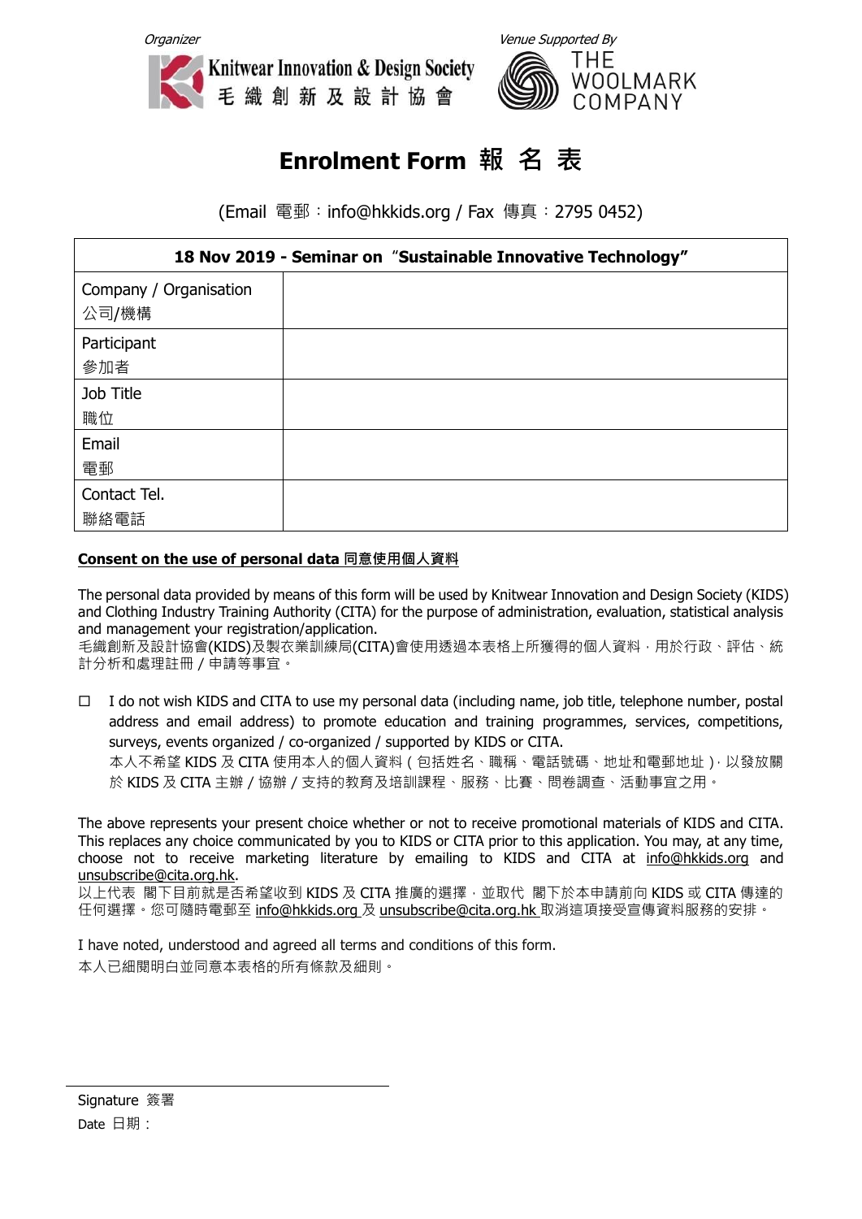*Organizer*

Knitwear Innovation & Design Society
毛 織 創 新 及 設 計 協 會

*Venue Supported By*

THE WOOLMARK COMPANY

# Enrolment Form 報 名 表

(Email 電郵：info@hkkids.org / Fax 傳真：2795 0452)

| 18 Nov 2019 - Seminar on "Sustainable Innovative Technology" | |
|---|---|
| Company / Organisation 公司/機構 | |
| Participant 參加者 | |
| Job Title 職位 | |
| Email 電郵 | |
| Contact Tel. 聯絡電話 | |

**Consent on the use of personal data 同意使用個人資料**

The personal data provided by means of this form will be used by Knitwear Innovation and Design Society (KIDS) and Clothing Industry Training Authority (CITA) for the purpose of administration, evaluation, statistical analysis and management your registration/application.
毛織創新及設計協會(KIDS)及製衣業訓練局(CITA)會使用透過本表格上所獲得的個人資料，用於行政、評估、統計分析和處理註冊 / 申請等事宜。

☐ I do not wish KIDS and CITA to use my personal data (including name, job title, telephone number, postal address and email address) to promote education and training programmes, services, competitions, surveys, events organized / co-organized / supported by KIDS or CITA.
本人不希望 KIDS 及 CITA 使用本人的個人資料 ( 包括姓名、職稱、電話號碼、地址和電郵地址 )，以發放關於 KIDS 及 CITA 主辦 / 協辦 / 支持的教育及培訓課程、服務、比賽、問卷調查、活動事宜之用。

The above represents your present choice whether or not to receive promotional materials of KIDS and CITA. This replaces any choice communicated by you to KIDS or CITA prior to this application. You may, at any time, choose not to receive marketing literature by emailing to KIDS and CITA at info@hkkids.org and unsubscribe@cita.org.hk.
以上代表 閣下目前就是否希望收到 KIDS 及 CITA 推廣的選擇，並取代 閣下於本申請前向 KIDS 或 CITA 傳達的任何選擇。您可隨時電郵至 info@hkkids.org 及 unsubscribe@cita.org.hk 取消這項接受宣傳資料服務的安排。

I have noted, understood and agreed all terms and conditions of this form.
本人已細閱明白並同意本表格的所有條款及細則。

Signature 簽署

Date 日期：